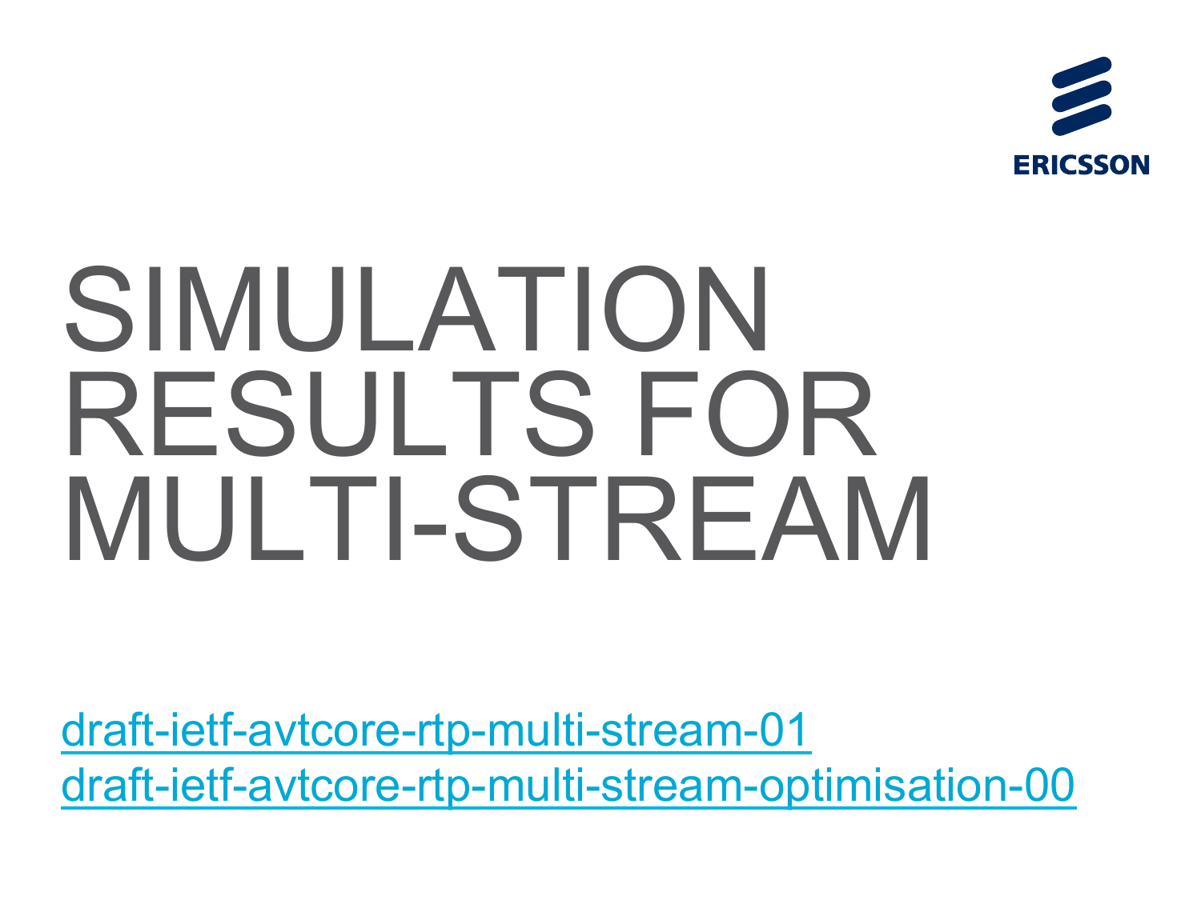# SIMULATION RESULTS FOR MULTI-STREAM

draft-ietf-avtcore-rtp-multi-stream-01
draft-ietf-avtcore-rtp-multi-stream-optimisation-00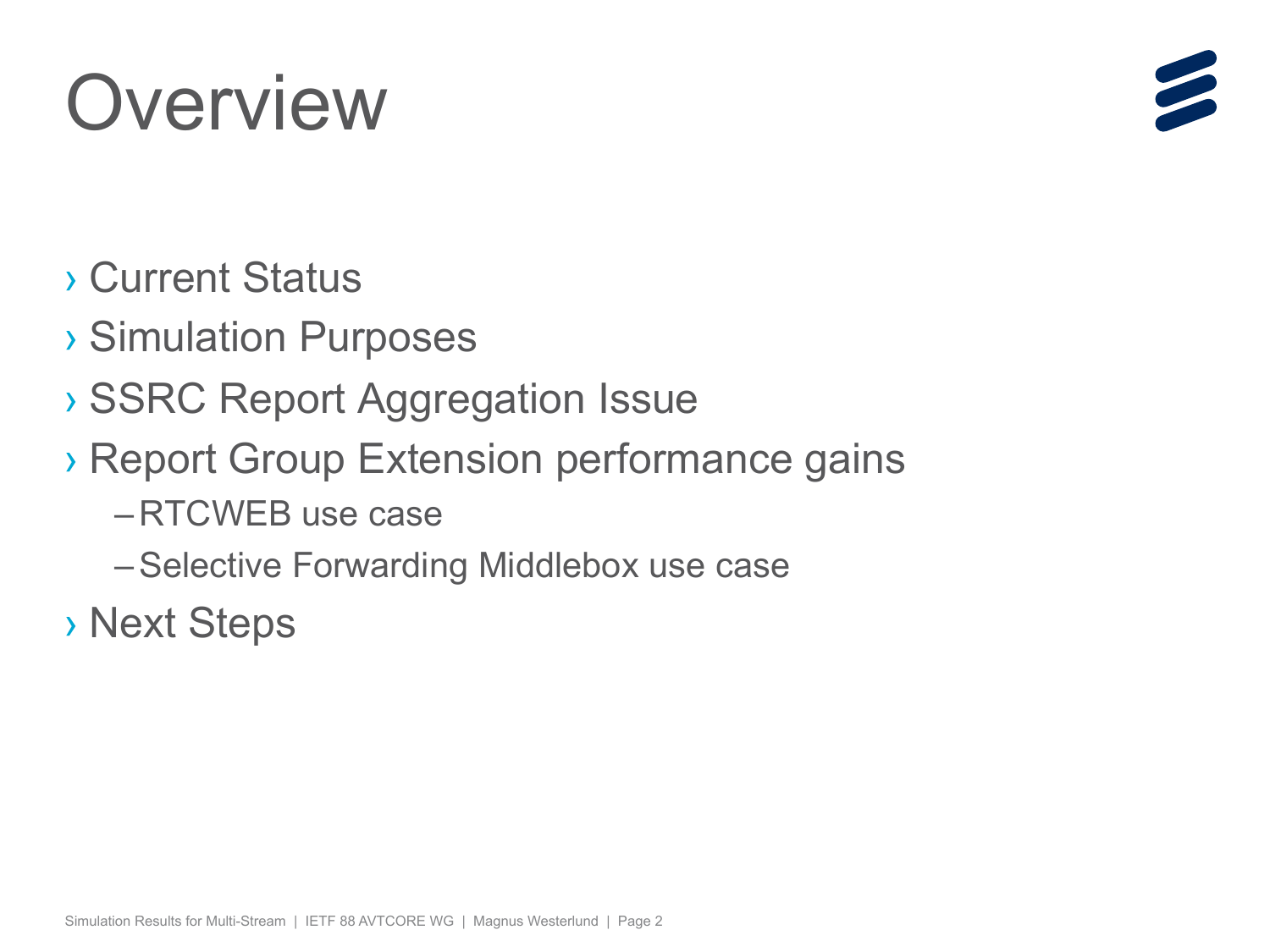# Overview

- Current Status
- Simulation Purposes
- SSRC Report Aggregation Issue
- Report Group Extension performance gains
  - RTCWEB use case
  - Selective Forwarding Middlebox use case
- Next Steps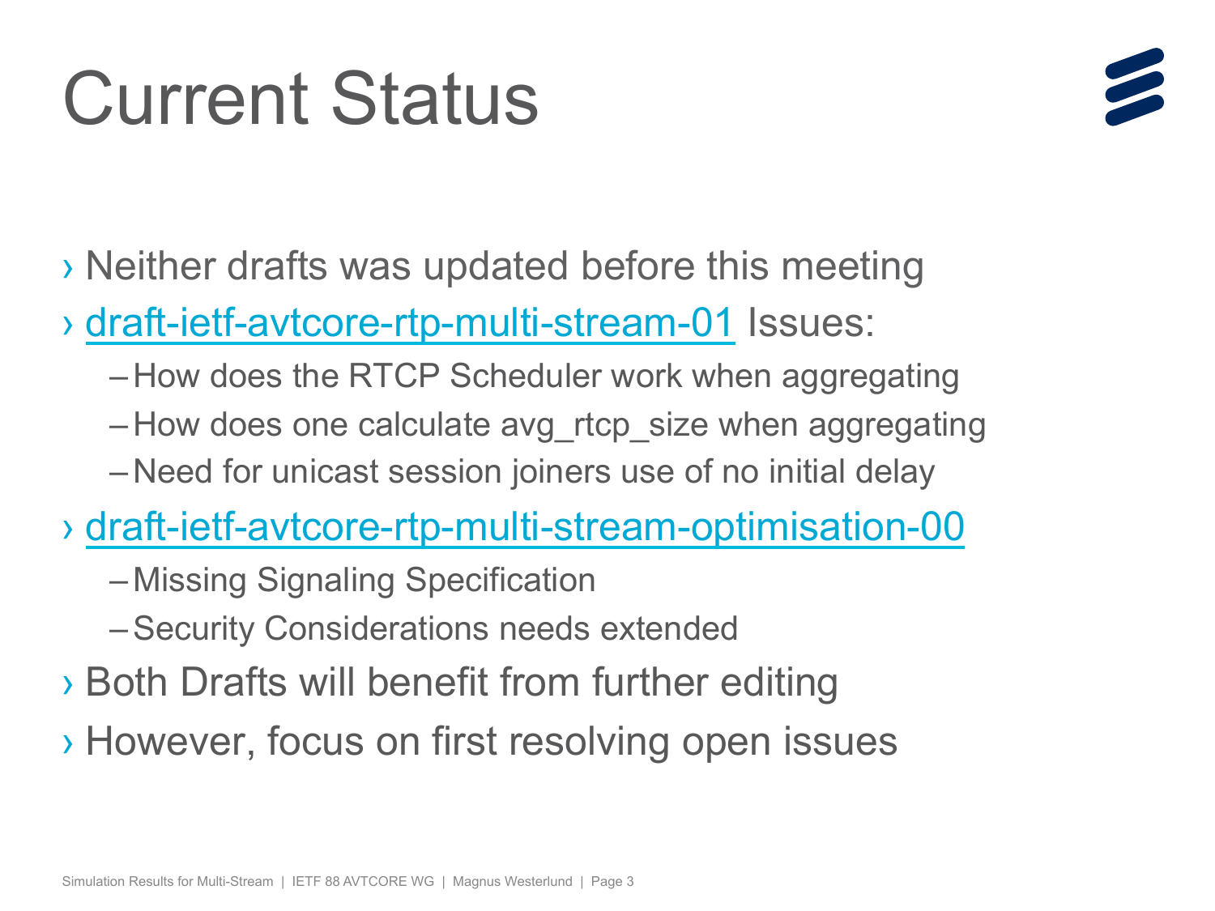# Current Status

- Neither drafts was updated before this meeting
- draft-ietf-avtcore-rtp-multi-stream-01 Issues:
  - How does the RTCP Scheduler work when aggregating
  - How does one calculate avg_rtcp_size when aggregating
  - Need for unicast session joiners use of no initial delay
- draft-ietf-avtcore-rtp-multi-stream-optimisation-00
  - Missing Signaling Specification
  - Security Considerations needs extended
- Both Drafts will benefit from further editing
- However, focus on first resolving open issues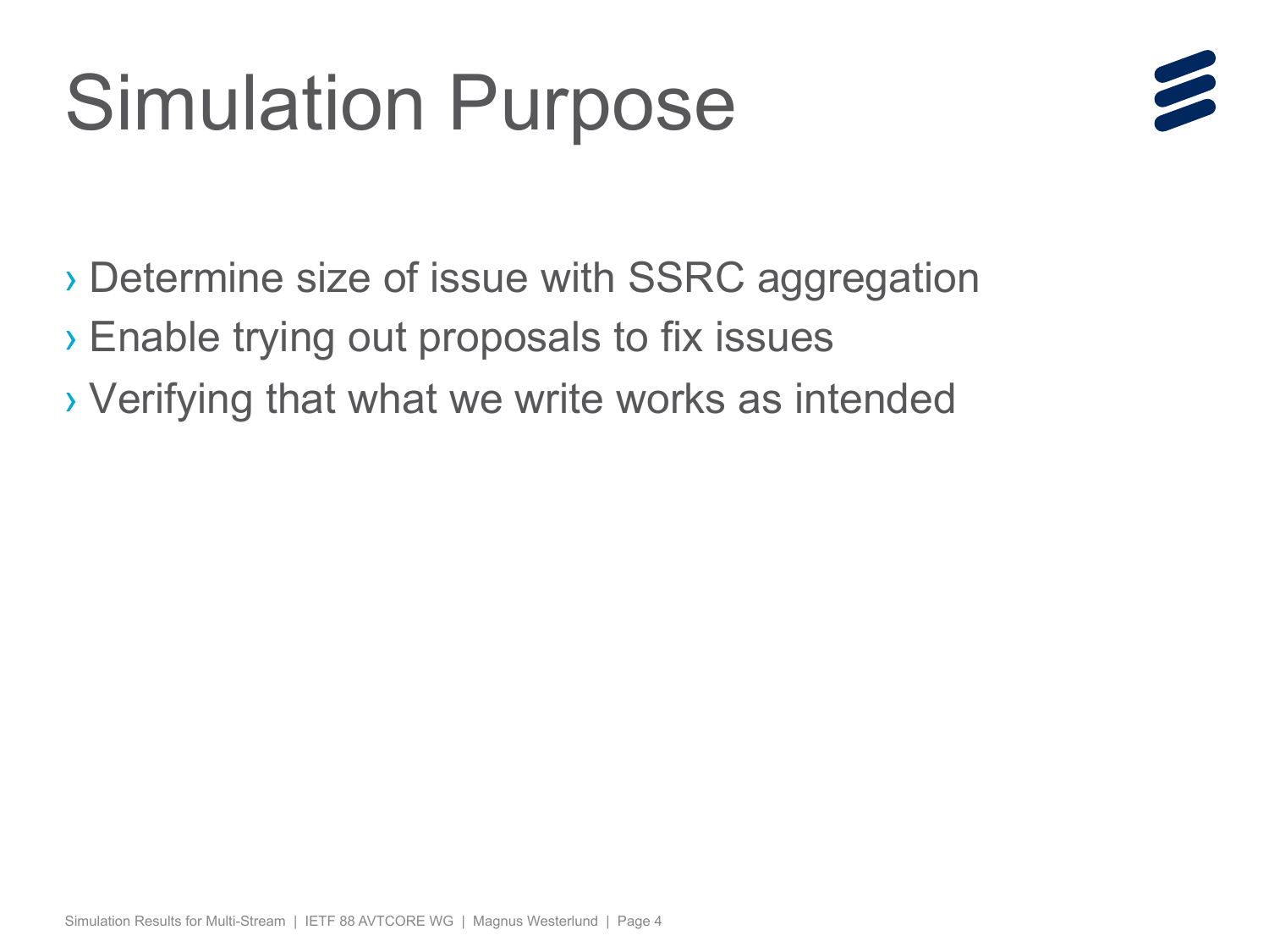# Simulation Purpose

- Determine size of issue with SSRC aggregation
- Enable trying out proposals to fix issues
- Verifying that what we write works as intended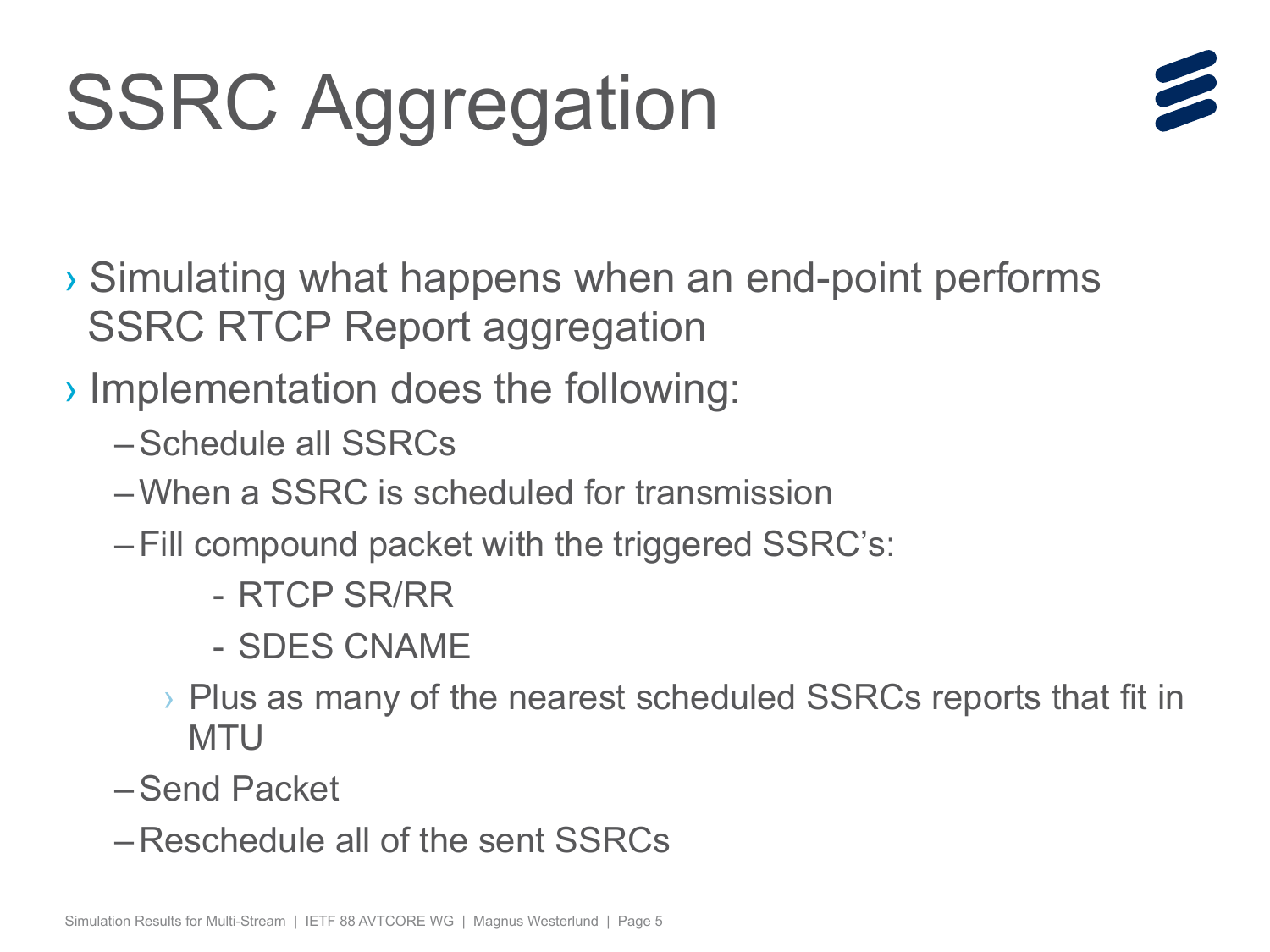# SSRC Aggregation

- Simulating what happens when an end-point performs SSRC RTCP Report aggregation
- Implementation does the following:
  - Schedule all SSRCs
  - When a SSRC is scheduled for transmission
  - Fill compound packet with the triggered SSRC's:
    - RTCP SR/RR
    - SDES CNAME
    - Plus as many of the nearest scheduled SSRCs reports that fit in MTU
  - Send Packet
  - Reschedule all of the sent SSRCs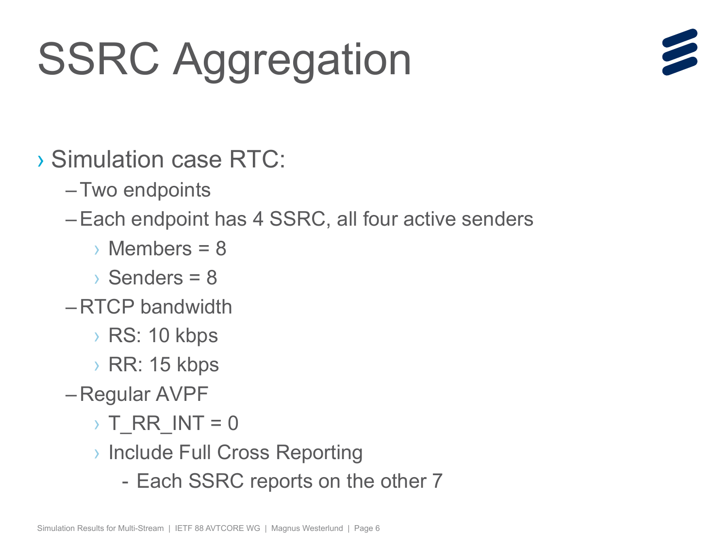# SSRC Aggregation

- Simulation case RTC:
  - Two endpoints
  - Each endpoint has 4 SSRC, all four active senders
    - Members = 8
    - Senders = 8
  - RTCP bandwidth
    - RS: 10 kbps
    - RR: 15 kbps
  - Regular AVPF
    - T_RR_INT = 0
    - Include Full Cross Reporting
      - Each SSRC reports on the other 7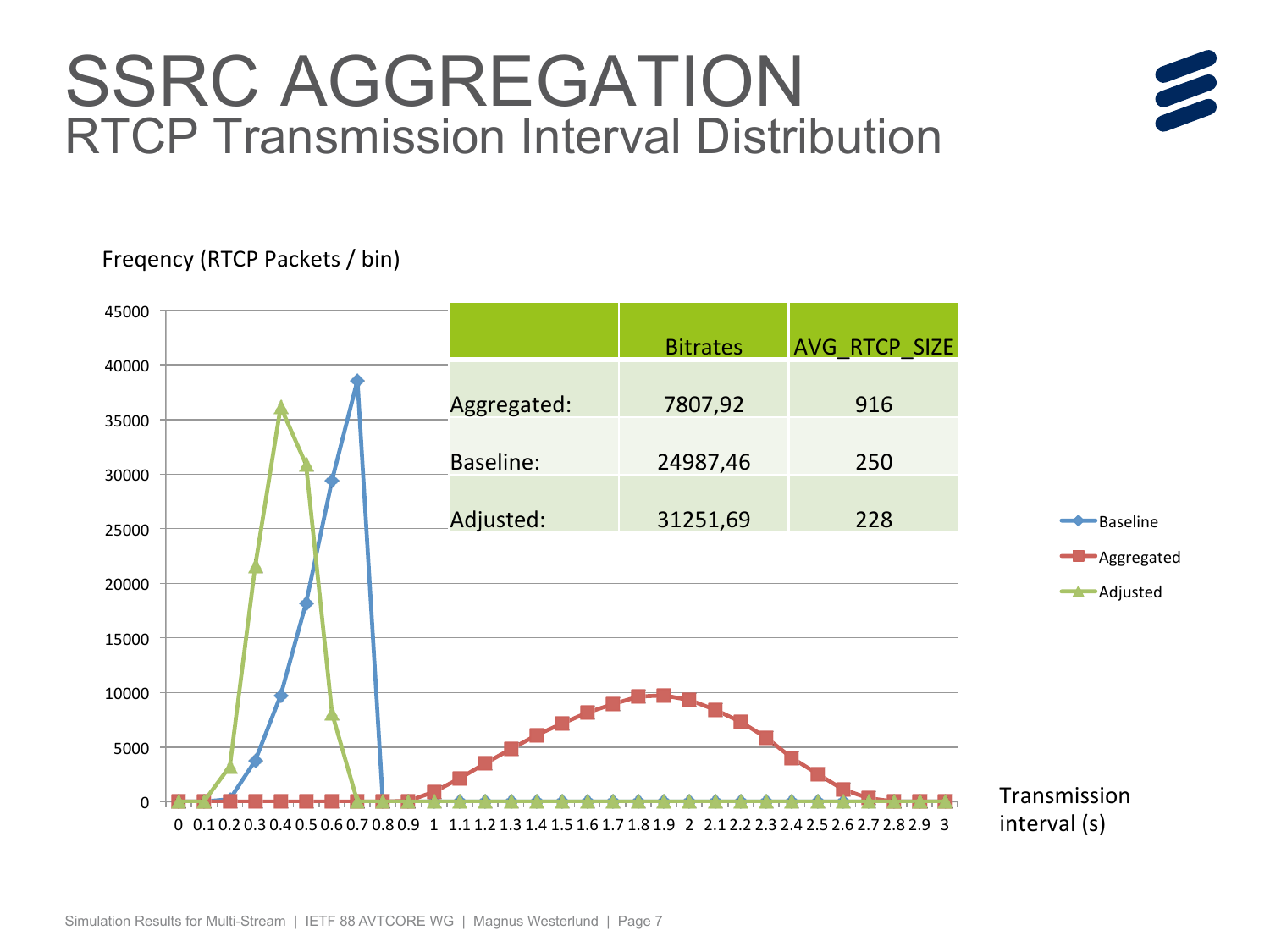# SSRC AGGREGATION

## RTCP Transmission Interval Distribution

Freqency (RTCP Packets / bin)

| | Bitrates | AVG_RTCP_SIZE |
|---|---|---|
| Aggregated: | 7807,92 | 916 |
| Baseline: | 24987,46 | 250 |
| Adjusted: | 31251,69 | 228 |

Transmission interval (s)

Baseline / Aggregated / Adjusted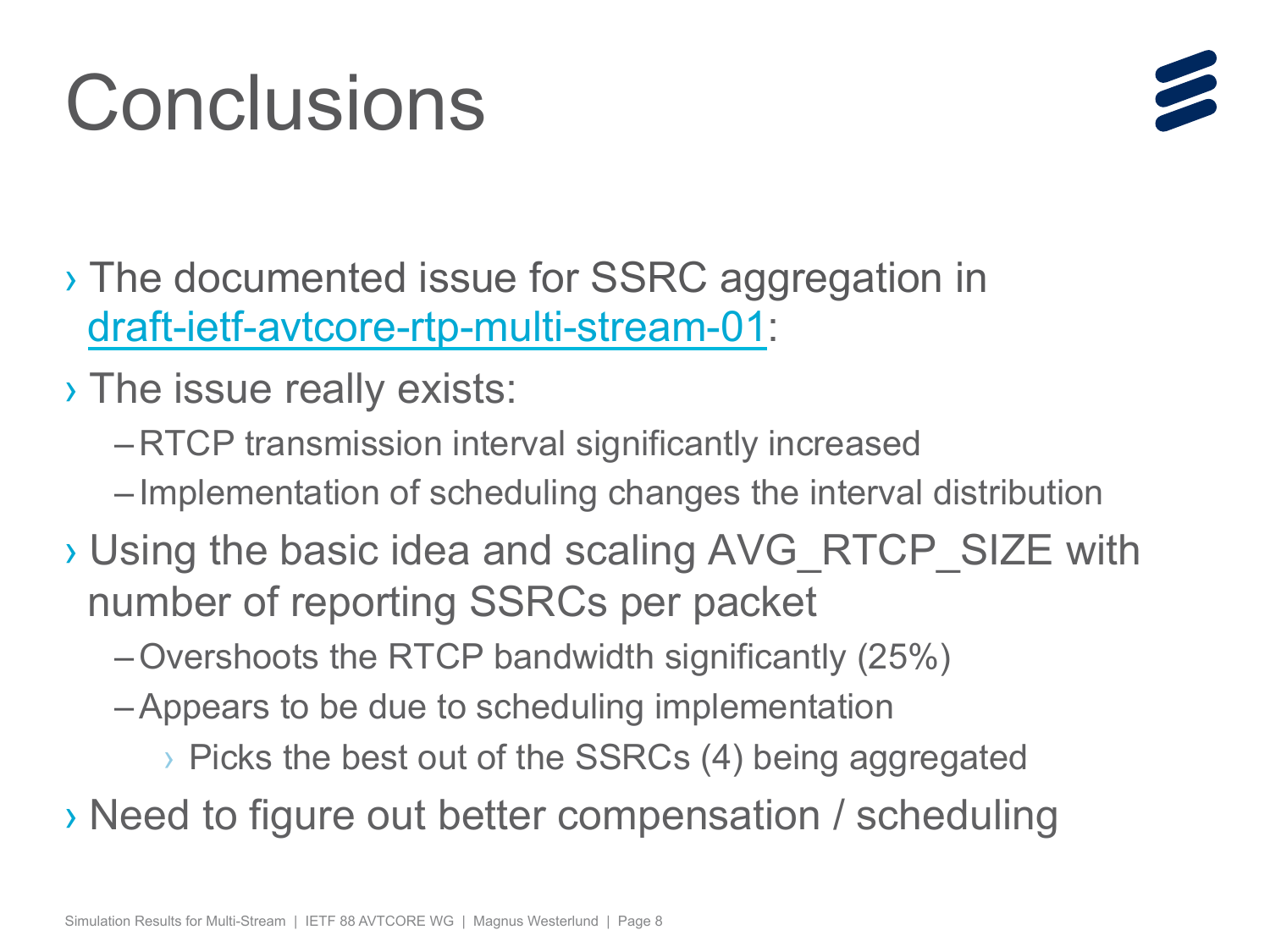# Conclusions

- The documented issue for SSRC aggregation in draft-ietf-avtcore-rtp-multi-stream-01:
- The issue really exists:
  - RTCP transmission interval significantly increased
  - Implementation of scheduling changes the interval distribution
- Using the basic idea and scaling AVG_RTCP_SIZE with number of reporting SSRCs per packet
  - Overshoots the RTCP bandwidth significantly (25%)
  - Appears to be due to scheduling implementation
    - Picks the best out of the SSRCs (4) being aggregated
- Need to figure out better compensation / scheduling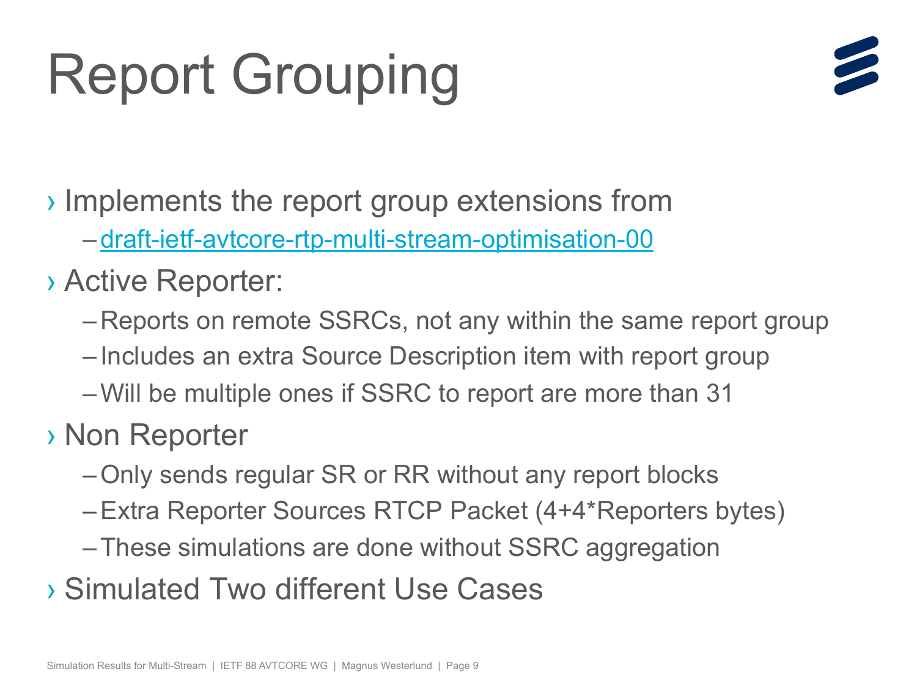# Report Grouping

- Implements the report group extensions from
  - [draft-ietf-avtcore-rtp-multi-stream-optimisation-00]()
- Active Reporter:
  - Reports on remote SSRCs, not any within the same report group
  - Includes an extra Source Description item with report group
  - Will be multiple ones if SSRC to report are more than 31
- Non Reporter
  - Only sends regular SR or RR without any report blocks
  - Extra Reporter Sources RTCP Packet (4+4*Reporters bytes)
  - These simulations are done without SSRC aggregation
- Simulated Two different Use Cases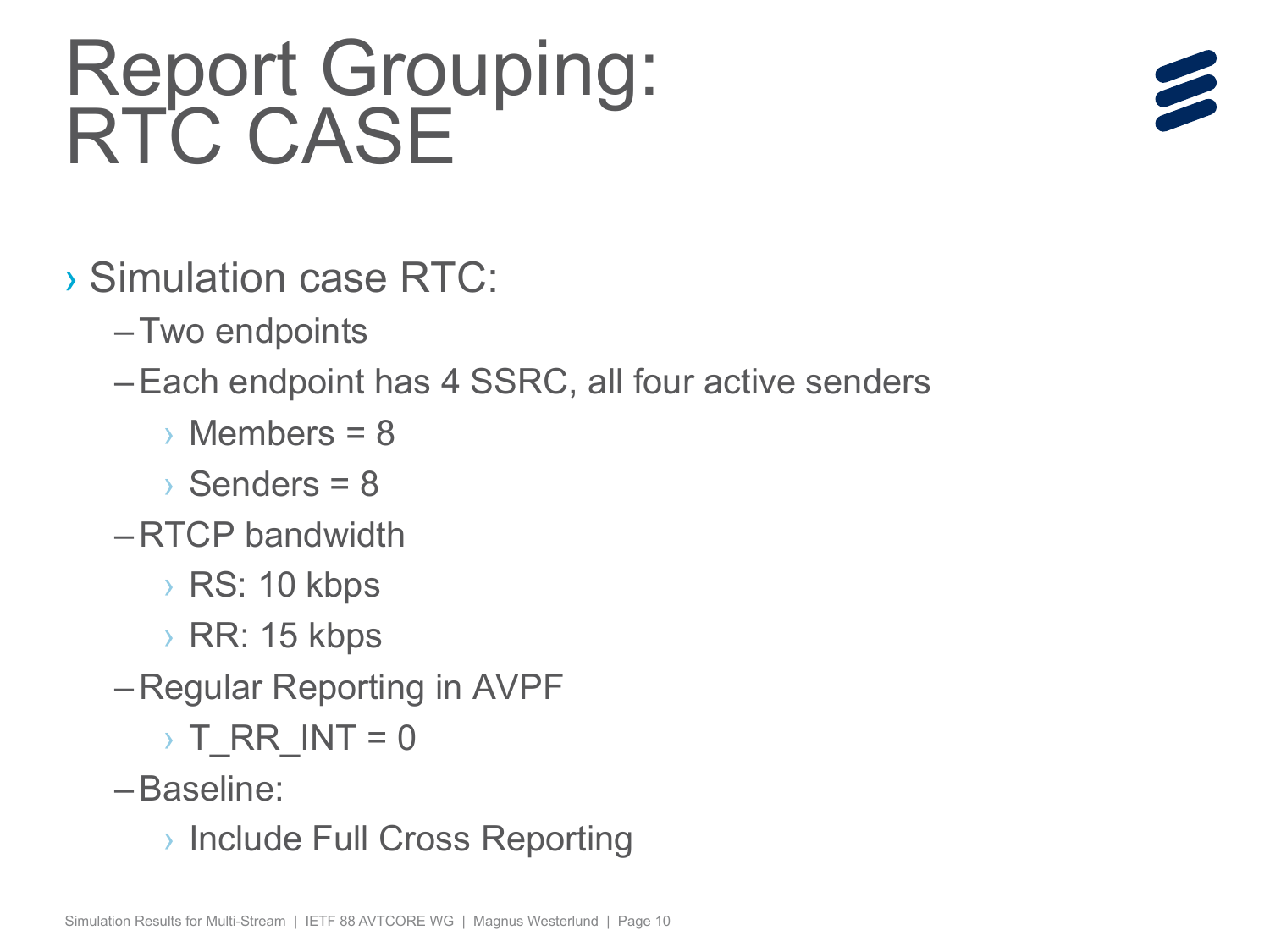# Report Grouping: RTC CASE

- Simulation case RTC:
  - Two endpoints
  - Each endpoint has 4 SSRC, all four active senders
    - Members = 8
    - Senders = 8
  - RTCP bandwidth
    - RS: 10 kbps
    - RR: 15 kbps
  - Regular Reporting in AVPF
    - T_RR_INT = 0
  - Baseline:
    - Include Full Cross Reporting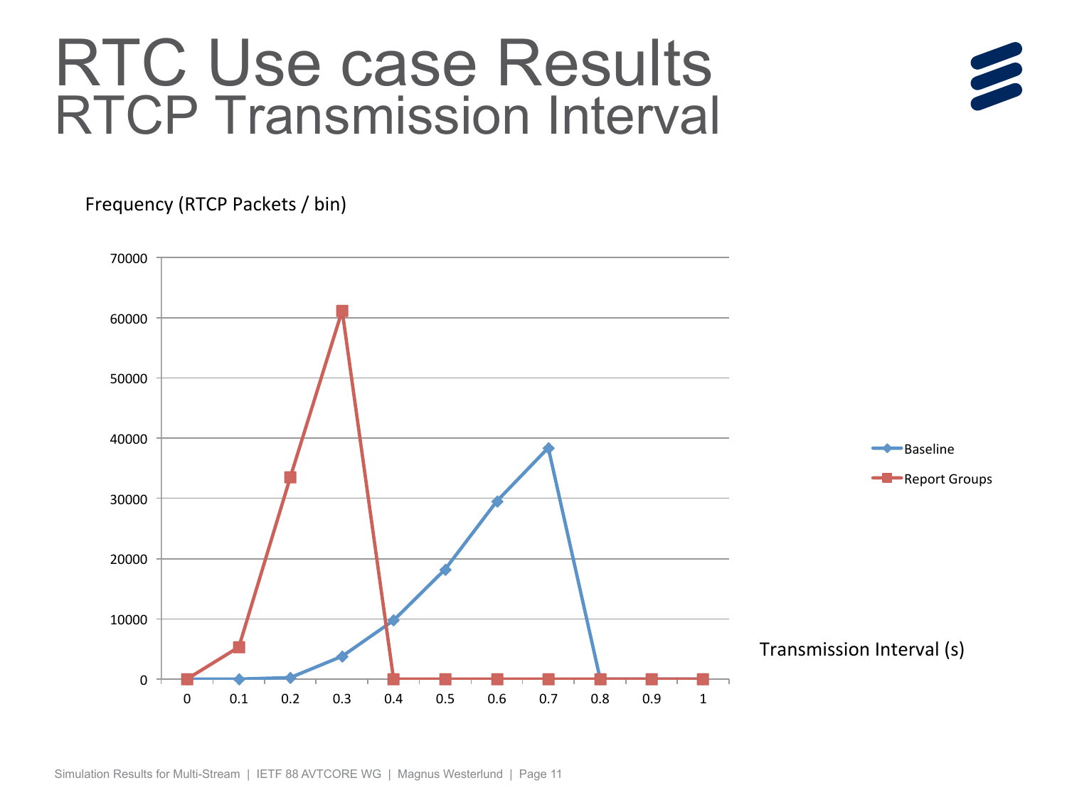# RTC Use case Results
## RTCP Transmission Interval

Frequency (RTCP Packets / bin)

| Transmission Interval (s) | Baseline | Report Groups |
|---|---|---|
| 0 | 0 | 0 |
| 0.1 | 0 | 5300 |
| 0.2 | 200 | 33500 |
| 0.3 | 3800 | 61000 |
| 0.4 | 9800 | 0 |
| 0.5 | 18200 | 0 |
| 0.6 | 29500 | 0 |
| 0.7 | 38300 | 0 |
| 0.8 | 0 | 0 |
| 0.9 | 0 | 0 |
| 1 | 0 | 0 |

Transmission Interval (s)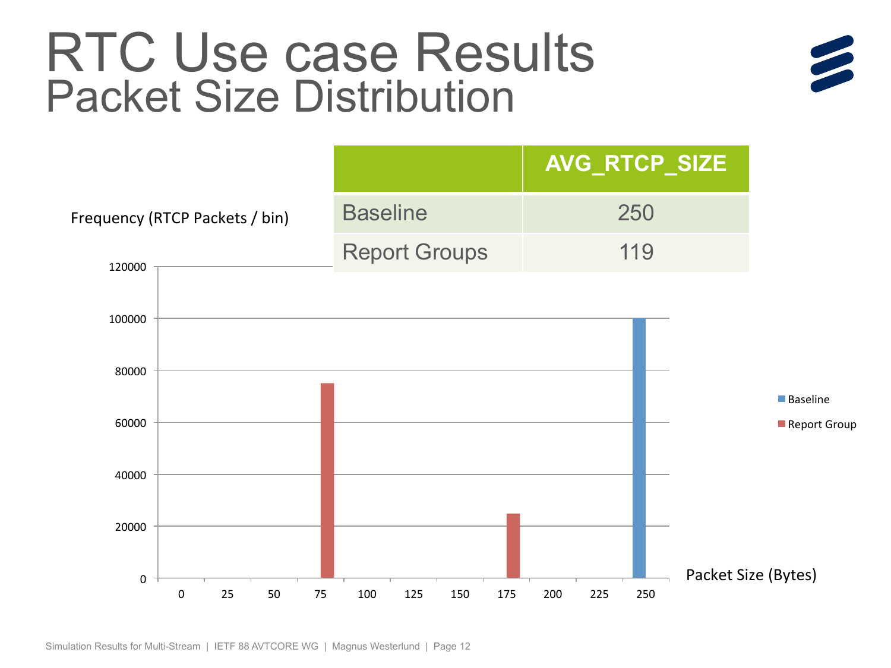# RTC Use case Results
## Packet Size Distribution

| | AVG_RTCP_SIZE |
|---|---|
| Baseline | 250 |
| Report Groups | 119 |

Frequency (RTCP Packets / bin)

| Packet Size (Bytes) | Baseline | Report Group |
|---|---|---|
| 75 | | ~75000 |
| 175 | | ~25000 |
| 250 | ~100000 | |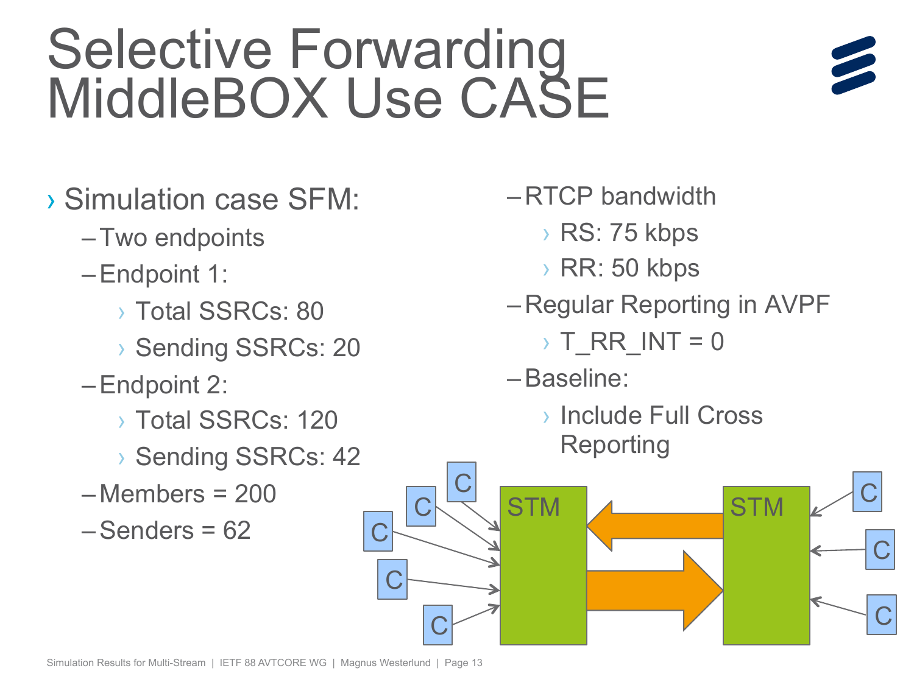# Selective Forwarding MiddleBOX Use CASE

- Simulation case SFM:
  - Two endpoints
  - Endpoint 1:
    - Total SSRCs: 80
    - Sending SSRCs: 20
  - Endpoint 2:
    - Total SSRCs: 120
    - Sending SSRCs: 42
  - Members = 200
  - Senders = 62
  - RTCP bandwidth
    - RS: 75 kbps
    - RR: 50 kbps
  - Regular Reporting in AVPF
    - T_RR_INT = 0
  - Baseline:
    - Include Full Cross Reporting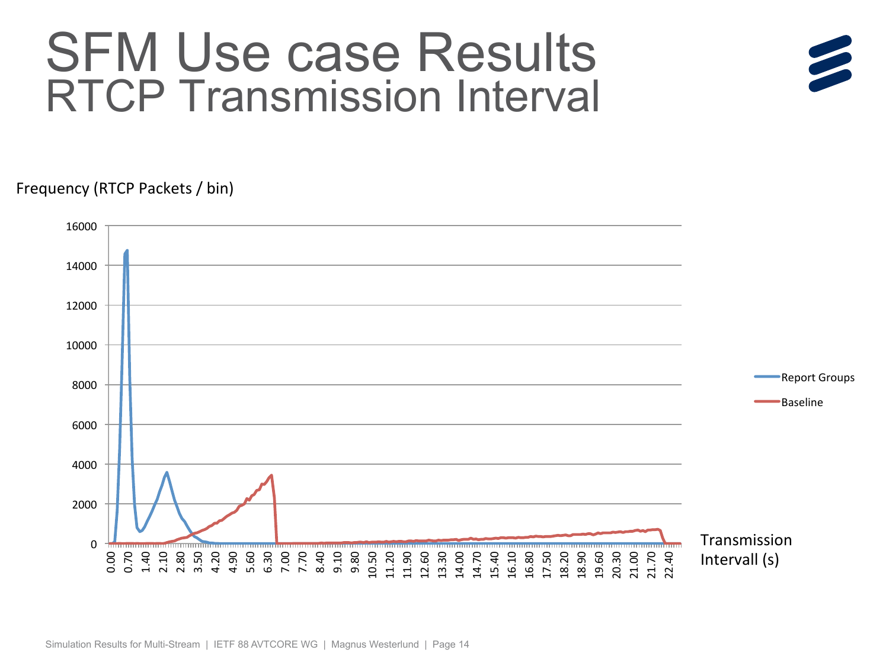# SFM Use case Results

## RTCP Transmission Interval

Frequency (RTCP Packets / bin)

Transmission Intervall (s)

Report Groups

Baseline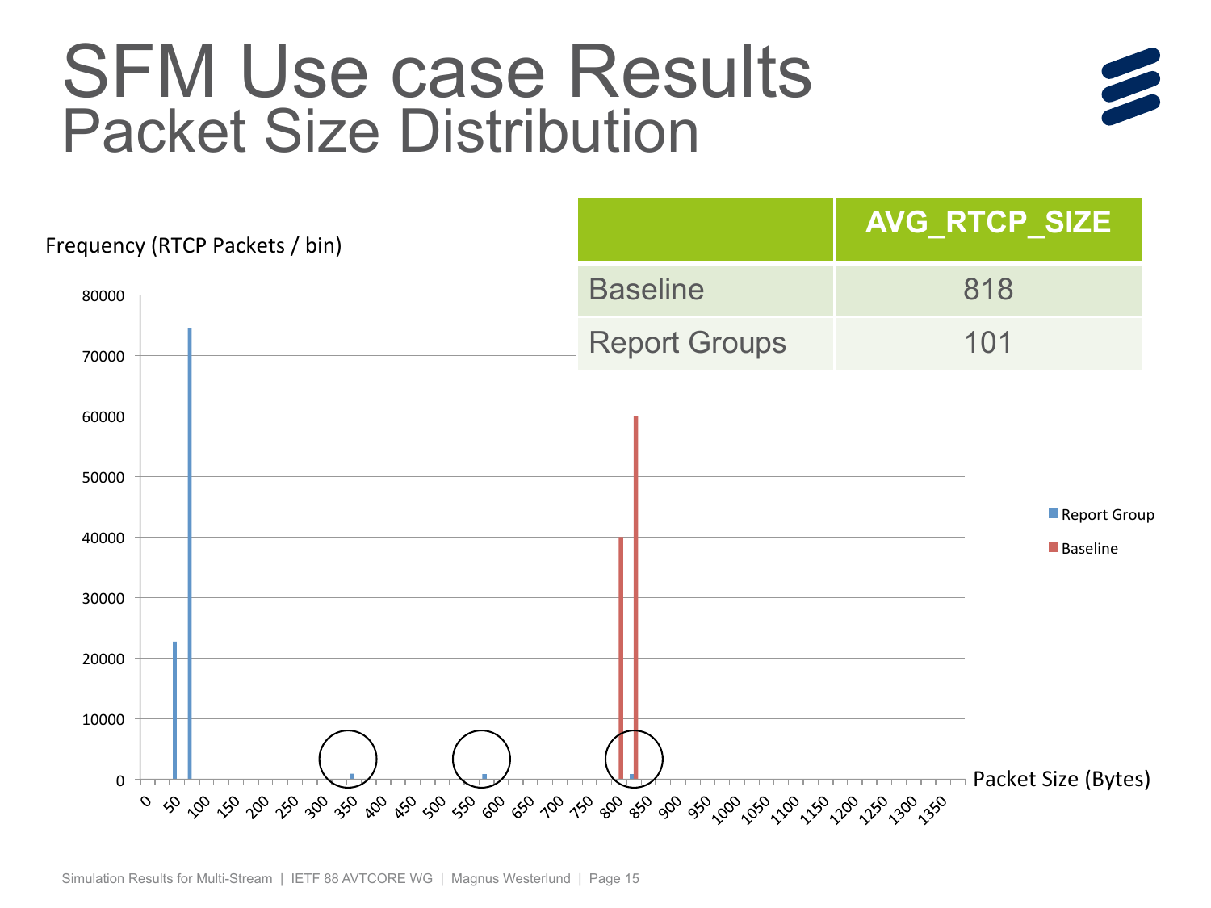# SFM Use case Results
## Packet Size Distribution

| | AVG_RTCP_SIZE |
|---|---|
| Baseline | 818 |
| Report Groups | 101 |

Frequency (RTCP Packets / bin)

Packet Size (Bytes)

Report Group

Baseline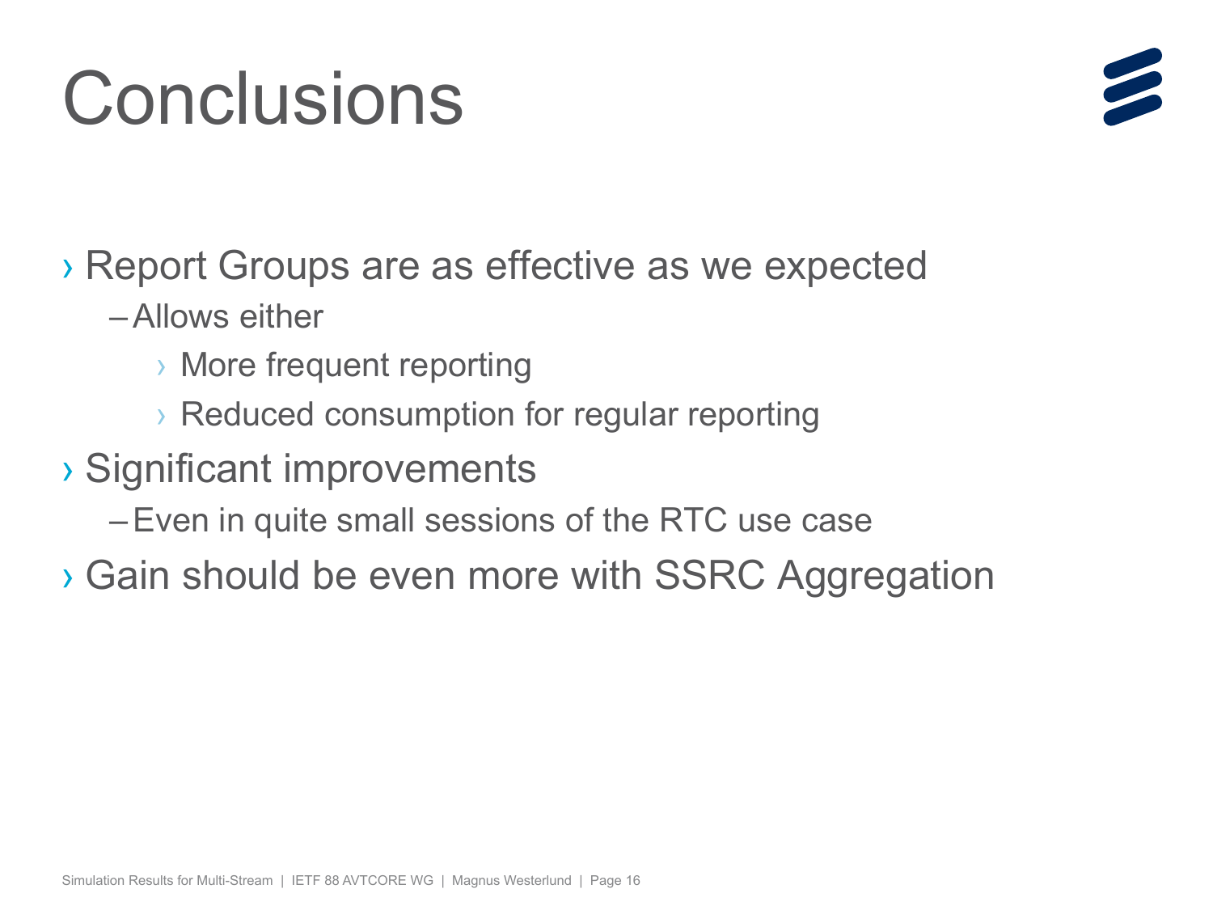# Conclusions

- Report Groups are as effective as we expected
  - Allows either
    - More frequent reporting
    - Reduced consumption for regular reporting
- Significant improvements
  - Even in quite small sessions of the RTC use case
- Gain should be even more with SSRC Aggregation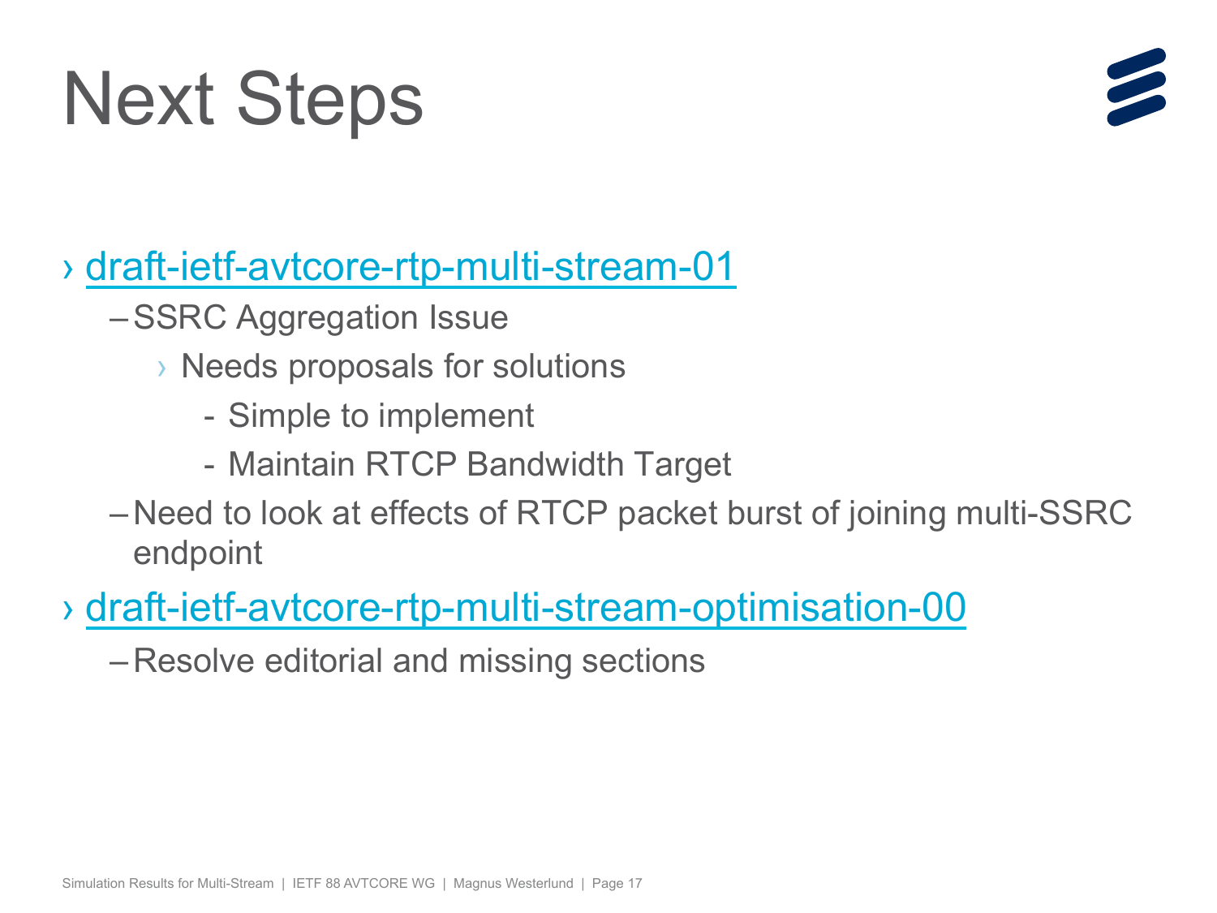# Next Steps

- draft-ietf-avtcore-rtp-multi-stream-01
  - SSRC Aggregation Issue
    - Needs proposals for solutions
      - Simple to implement
      - Maintain RTCP Bandwidth Target
  - Need to look at effects of RTCP packet burst of joining multi-SSRC endpoint
- draft-ietf-avtcore-rtp-multi-stream-optimisation-00
  - Resolve editorial and missing sections